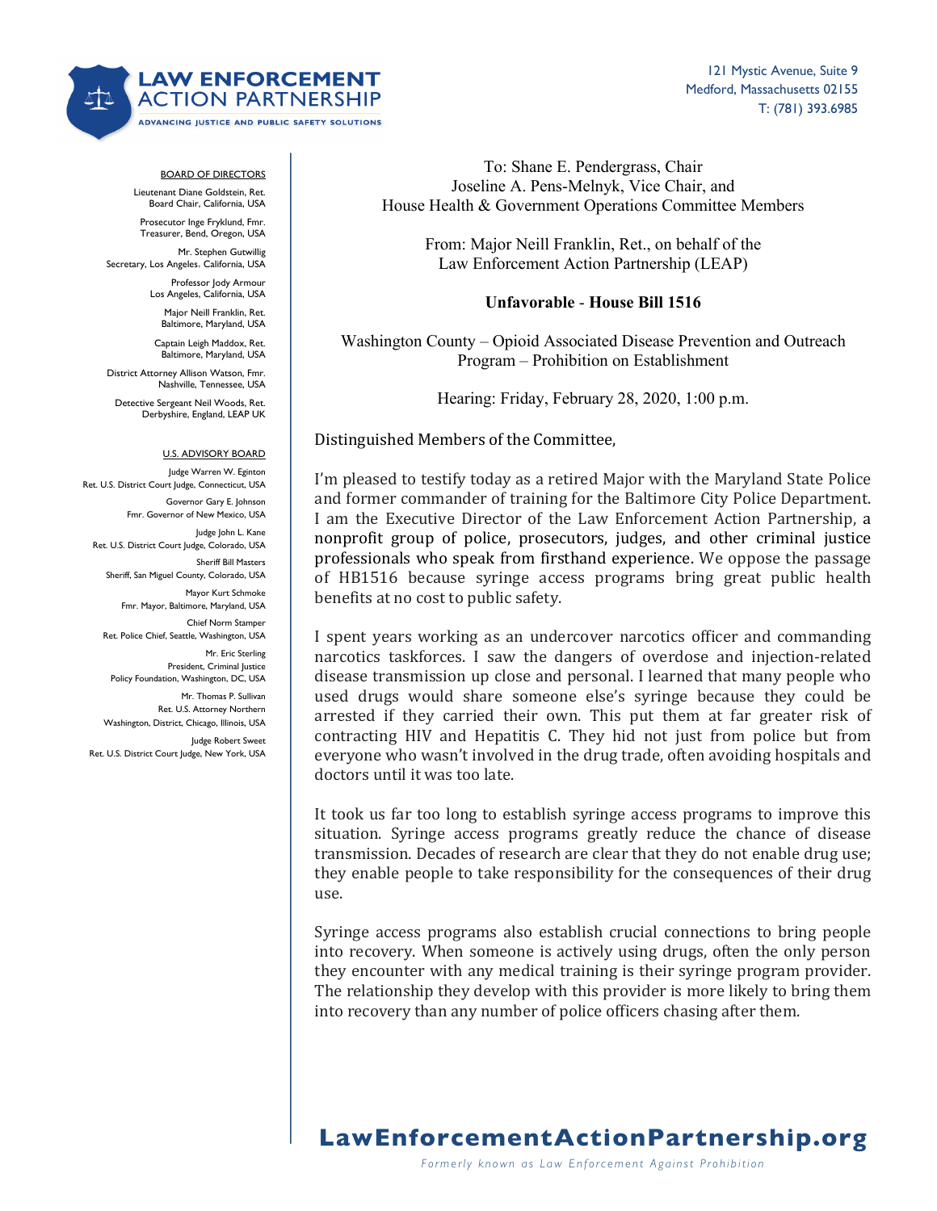**LAW ENFORCEMENT ACTION PARTNERSHIP**
ADVANCING JUSTICE AND PUBLIC SAFETY SOLUTIONS

121 Mystic Avenue, Suite 9
Medford, Massachusetts 02155
T: (781) 393.6985

BOARD OF DIRECTORS

Lieutenant Diane Goldstein, Ret.
Board Chair, California, USA

Prosecutor Inge Fryklund, Fmr.
Treasurer, Bend, Oregon, USA

Mr. Stephen Gutwillig
Secretary, Los Angeles, California, USA

Professor Jody Armour
Los Angeles, California, USA

Major Neill Franklin, Ret.
Baltimore, Maryland, USA

Captain Leigh Maddox, Ret.
Baltimore, Maryland, USA

District Attorney Allison Watson, Fmr.
Nashville, Tennessee, USA

Detective Sergeant Neil Woods, Ret.
Derbyshire, England, LEAP UK

U.S. ADVISORY BOARD

Judge Warren W. Eginton
Ret. U.S. District Court Judge, Connecticut, USA

Governor Gary E. Johnson
Fmr. Governor of New Mexico, USA

Judge John L. Kane
Ret. U.S. District Court Judge, Colorado, USA

Sheriff Bill Masters
Sheriff, San Miguel County, Colorado, USA

Mayor Kurt Schmoke
Fmr. Mayor, Baltimore, Maryland, USA

Chief Norm Stamper
Ret. Police Chief, Seattle, Washington, USA

Mr. Eric Sterling
President, Criminal Justice
Policy Foundation, Washington, DC, USA

Mr. Thomas P. Sullivan
Ret. U.S. Attorney Northern
Washington, District, Chicago, Illinois, USA

Judge Robert Sweet
Ret. U.S. District Court Judge, New York, USA

To: Shane E. Pendergrass, Chair
Joseline A. Pens-Melnyk, Vice Chair, and
House Health & Government Operations Committee Members

From: Major Neill Franklin, Ret., on behalf of the
Law Enforcement Action Partnership (LEAP)

**Unfavorable - House Bill 1516**

Washington County – Opioid Associated Disease Prevention and Outreach Program – Prohibition on Establishment

Hearing: Friday, February 28, 2020, 1:00 p.m.

Distinguished Members of the Committee,

I'm pleased to testify today as a retired Major with the Maryland State Police and former commander of training for the Baltimore City Police Department. I am the Executive Director of the Law Enforcement Action Partnership, a nonprofit group of police, prosecutors, judges, and other criminal justice professionals who speak from firsthand experience. We oppose the passage of HB1516 because syringe access programs bring great public health benefits at no cost to public safety.

I spent years working as an undercover narcotics officer and commanding narcotics taskforces. I saw the dangers of overdose and injection-related disease transmission up close and personal. I learned that many people who used drugs would share someone else's syringe because they could be arrested if they carried their own. This put them at far greater risk of contracting HIV and Hepatitis C. They hid not just from police but from everyone who wasn't involved in the drug trade, often avoiding hospitals and doctors until it was too late.

It took us far too long to establish syringe access programs to improve this situation. Syringe access programs greatly reduce the chance of disease transmission. Decades of research are clear that they do not enable drug use; they enable people to take responsibility for the consequences of their drug use.

Syringe access programs also establish crucial connections to bring people into recovery. When someone is actively using drugs, often the only person they encounter with any medical training is their syringe program provider. The relationship they develop with this provider is more likely to bring them into recovery than any number of police officers chasing after them.

**LawEnforcementActionPartnership.org**
*Formerly known as Law Enforcement Against Prohibition*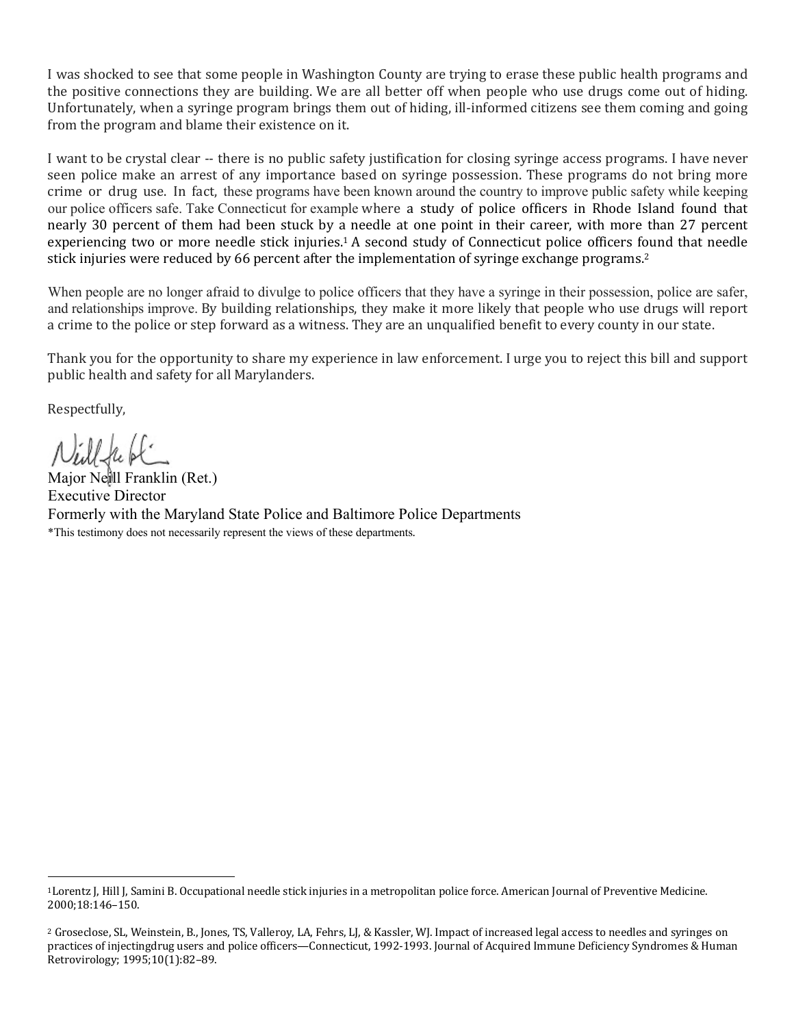I was shocked to see that some people in Washington County are trying to erase these public health programs and the positive connections they are building. We are all better off when people who use drugs come out of hiding. Unfortunately, when a syringe program brings them out of hiding, ill-informed citizens see them coming and going from the program and blame their existence on it.

I want to be crystal clear -- there is no public safety justification for closing syringe access programs. I have never seen police make an arrest of any importance based on syringe possession. These programs do not bring more crime or drug use. In fact, these programs have been known around the country to improve public safety while keeping our police officers safe. Take Connecticut for example where a study of police officers in Rhode Island found that nearly 30 percent of them had been stuck by a needle at one point in their career, with more than 27 percent experiencing two or more needle stick injuries.[1] A second study of Connecticut police officers found that needle stick injuries were reduced by 66 percent after the implementation of syringe exchange programs.[2]

When people are no longer afraid to divulge to police officers that they have a syringe in their possession, police are safer, and relationships improve. By building relationships, they make it more likely that people who use drugs will report a crime to the police or step forward as a witness. They are an unqualified benefit to every county in our state.

Thank you for the opportunity to share my experience in law enforcement. I urge you to reject this bill and support public health and safety for all Marylanders.

Respectfully,

Major Neill Franklin (Ret.)
Executive Director
Formerly with the Maryland State Police and Baltimore Police Departments
*This testimony does not necessarily represent the views of these departments.

---

[1] Lorentz J, Hill J, Samini B. Occupational needle stick injuries in a metropolitan police force. American Journal of Preventive Medicine. 2000;18:146–150.

[2] Groseclose, SL, Weinstein, B., Jones, TS, Valleroy, LA, Fehrs, LJ, & Kassler, WJ. Impact of increased legal access to needles and syringes on practices of injectingdrug users and police officers—Connecticut, 1992-1993. Journal of Acquired Immune Deficiency Syndromes & Human Retrovirology; 1995;10(1):82–89.